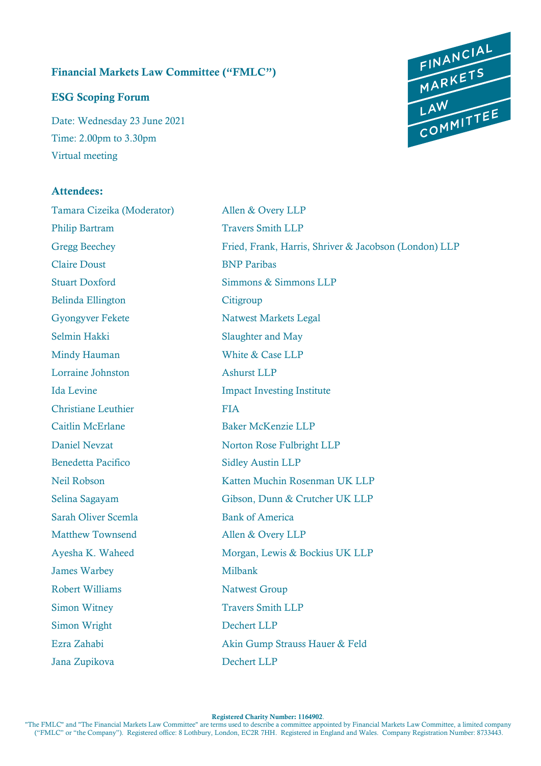# Financial Markets Law Committee ("FMLC")

## ESG Scoping Forum

Date: Wednesday 23 June 2021
Time: 2.00pm to 3.30pm
Virtual meeting

### Attendees:

| | |
|---|---|
| Tamara Cizeika (Moderator) | Allen & Overy LLP |
| Philip Bartram | Travers Smith LLP |
| Gregg Beechey | Fried, Frank, Harris, Shriver & Jacobson (London) LLP |
| Claire Doust | BNP Paribas |
| Stuart Doxford | Simmons & Simmons LLP |
| Belinda Ellington | Citigroup |
| Gyongyver Fekete | Natwest Markets Legal |
| Selmin Hakki | Slaughter and May |
| Mindy Hauman | White & Case LLP |
| Lorraine Johnston | Ashurst LLP |
| Ida Levine | Impact Investing Institute |
| Christiane Leuthier | FIA |
| Caitlin McErlane | Baker McKenzie LLP |
| Daniel Nevzat | Norton Rose Fulbright LLP |
| Benedetta Pacifico | Sidley Austin LLP |
| Neil Robson | Katten Muchin Rosenman UK LLP |
| Selina Sagayam | Gibson, Dunn & Crutcher UK LLP |
| Sarah Oliver Scemla | Bank of America |
| Matthew Townsend | Allen & Overy LLP |
| Ayesha K. Waheed | Morgan, Lewis & Bockius UK LLP |
| James Warbey | Milbank |
| Robert Williams | Natwest Group |
| Simon Witney | Travers Smith LLP |
| Simon Wright | Dechert LLP |
| Ezra Zahabi | Akin Gump Strauss Hauer & Feld |
| Jana Zupikova | Dechert LLP |

**Registered Charity Number: 1164902**.
"The FMLC" and "The Financial Markets Law Committee" are terms used to describe a committee appointed by Financial Markets Law Committee, a limited company ("FMLC" or "the Company"). Registered office: 8 Lothbury, London, EC2R 7HH. Registered in England and Wales. Company Registration Number: 8733443.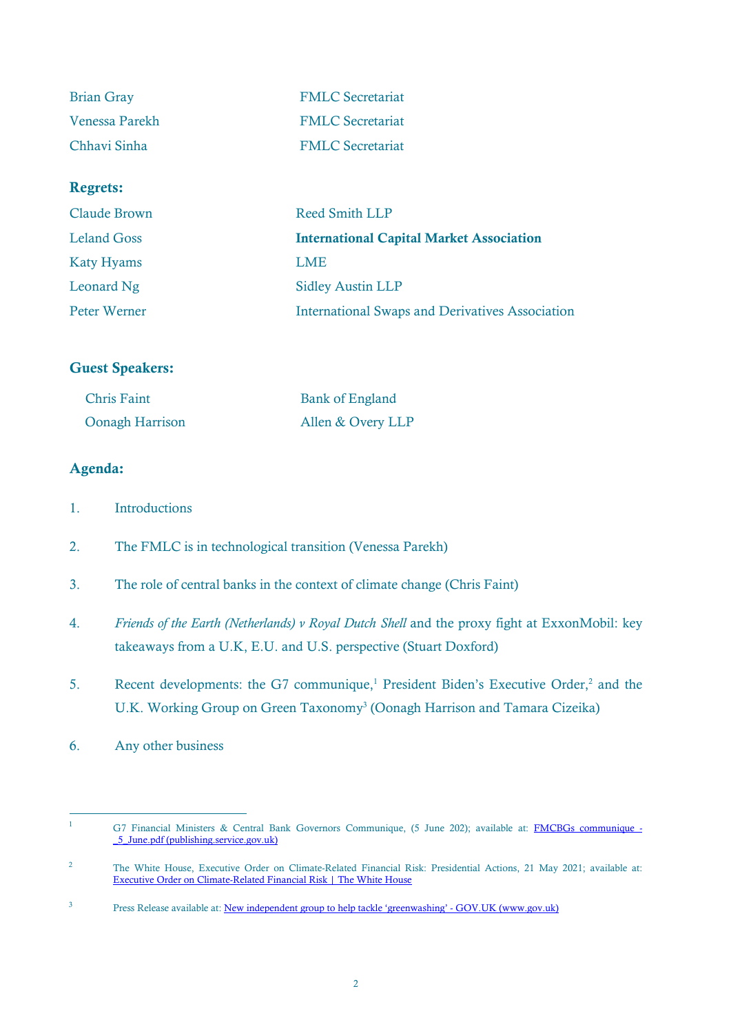| | |
|---|---|
| Brian Gray | FMLC Secretariat |
| Venessa Parekh | FMLC Secretariat |
| Chhavi Sinha | FMLC Secretariat |

## Regrets:

| | |
|---|---|
| Claude Brown | Reed Smith LLP |
| Leland Goss | **International Capital Market Association** |
| Katy Hyams | LME |
| Leonard Ng | Sidley Austin LLP |
| Peter Werner | International Swaps and Derivatives Association |

## Guest Speakers:

| | |
|---|---|
| Chris Faint | Bank of England |
| Oonagh Harrison | Allen & Overy LLP |

## Agenda:

1. Introductions

2. The FMLC is in technological transition (Venessa Parekh)

3. The role of central banks in the context of climate change (Chris Faint)

4. *Friends of the Earth (Netherlands) v Royal Dutch Shell* and the proxy fight at ExxonMobil: key takeaways from a U.K, E.U. and U.S. perspective (Stuart Doxford)

5. Recent developments: the G7 communique,[1] President Biden's Executive Order,[2] and the U.K. Working Group on Green Taxonomy[3] (Oonagh Harrison and Tamara Cizeika)

6. Any other business

---

[1] G7 Financial Ministers & Central Bank Governors Communique, (5 June 202); available at: [FMCBGs communique - _5_June.pdf (publishing.service.gov.uk)]

[2] The White House, Executive Order on Climate-Related Financial Risk: Presidential Actions, 21 May 2021; available at: [Executive Order on Climate-Related Financial Risk | The White House]

[3] Press Release available at: [New independent group to help tackle 'greenwashing' - GOV.UK (www.gov.uk)]